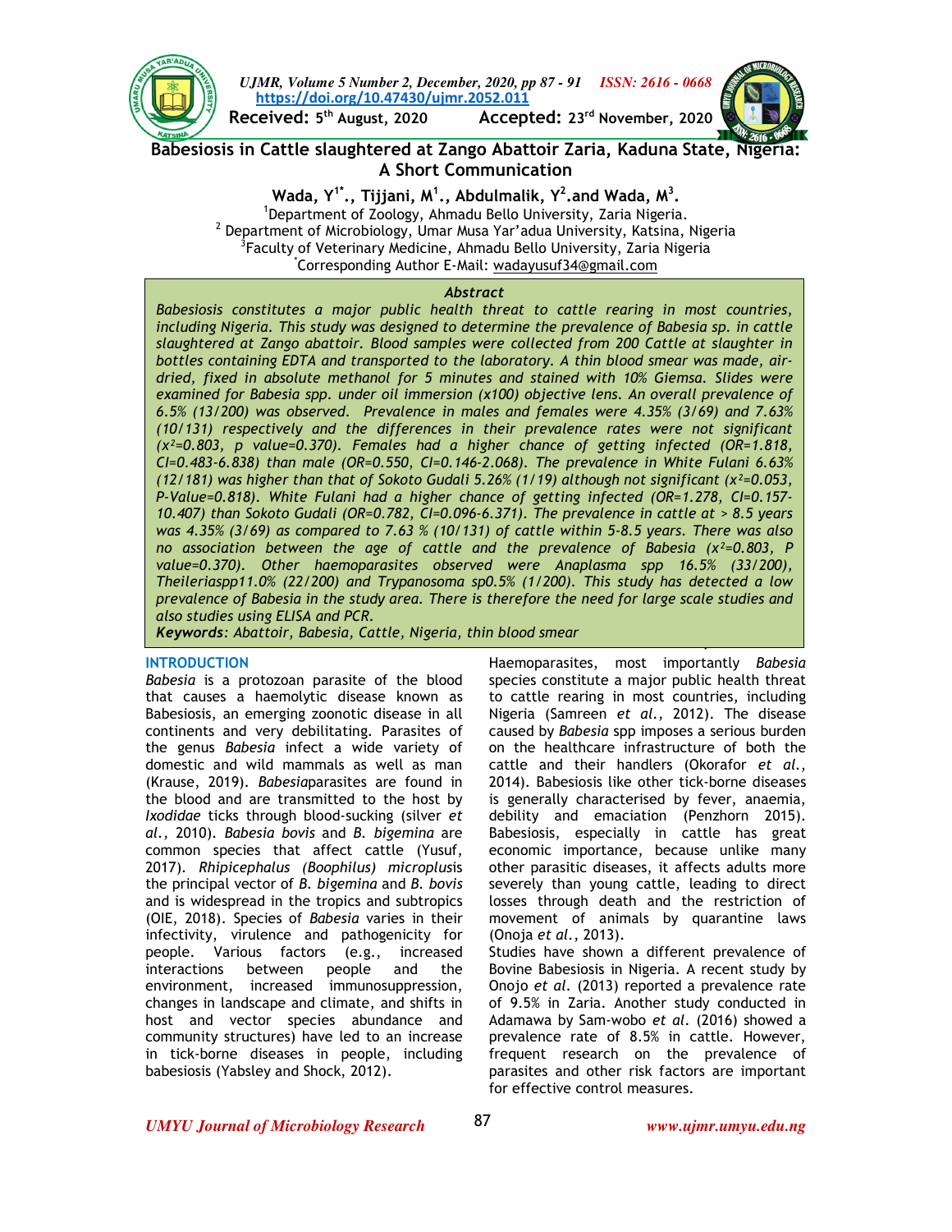# Babesiosis in Cattle slaughtered at Zango Abattoir Zaria, Kaduna State, Nigeria: A Short Communication

**Wada, Y[1*]., Tijjani, M[1]., Abdulmalik, Y[2].and Wada, M[3].**

[1]Department of Zoology, Ahmadu Bello University, Zaria Nigeria.
[2] Department of Microbiology, Umar Musa Yar'adua University, Katsina, Nigeria
[3]Faculty of Veterinary Medicine, Ahmadu Bello University, Zaria Nigeria
[*]Corresponding Author E-Mail: wadayusuf34@gmail.com

Received: 5th August, 2020 Accepted: 23rd November, 2020

https://doi.org/10.47430/ujmr.2052.011

### Abstract

*Babesiosis constitutes a major public health threat to cattle rearing in most countries, including Nigeria. This study was designed to determine the prevalence of Babesia sp. in cattle slaughtered at Zango abattoir. Blood samples were collected from 200 Cattle at slaughter in bottles containing EDTA and transported to the laboratory. A thin blood smear was made, air-dried, fixed in absolute methanol for 5 minutes and stained with 10% Giemsa. Slides were examined for Babesia spp. under oil immersion (x100) objective lens. An overall prevalence of 6.5% (13/200) was observed. Prevalence in males and females were 4.35% (3/69) and 7.63% (10/131) respectively and the differences in their prevalence rates were not significant ($x^2$=0.803, p value=0.370). Females had a higher chance of getting infected (OR=1.818, CI=0.483-6.838) than male (OR=0.550, CI=0.146-2.068). The prevalence in White Fulani 6.63% (12/181) was higher than that of Sokoto Gudali 5.26% (1/19) although not significant ($x^2$=0.053, P-Value=0.818). White Fulani had a higher chance of getting infected (OR=1.278, CI=0.157-10.407) than Sokoto Gudali (OR=0.782, CI=0.096-6.371). The prevalence in cattle at > 8.5 years was 4.35% (3/69) as compared to 7.63 % (10/131) of cattle within 5-8.5 years. There was also no association between the age of cattle and the prevalence of Babesia ($x^2$=0.803, P value=0.370). Other haemoparasites observed were Anaplasma spp 16.5% (33/200), Theileriaspp11.0% (22/200) and Trypanosoma sp0.5% (1/200). This study has detected a low prevalence of Babesia in the study area. There is therefore the need for large scale studies and also studies using ELISA and PCR.*

***Keywords**: Abattoir, Babesia, Cattle, Nigeria, thin blood smear*

## INTRODUCTION

*Babesia* is a protozoan parasite of the blood that causes a haemolytic disease known as Babesiosis, an emerging zoonotic disease in all continents and very debilitating. Parasites of the genus *Babesia* infect a wide variety of domestic and wild mammals as well as man (Krause, 2019). *Babesia*parasites are found in the blood and are transmitted to the host by *Ixodidae* ticks through blood-sucking (silver *et al.*, 2010). *Babesia bovis* and *B. bigemina* are common species that affect cattle (Yusuf, 2017). *Rhipicephalus (Boophilus) microplus*is the principal vector of *B. bigemina* and *B. bovis* and is widespread in the tropics and subtropics (OIE, 2018). Species of *Babesia* varies in their infectivity, virulence and pathogenicity for people. Various factors (e.g., increased interactions between people and the environment, increased immunosuppression, changes in landscape and climate, and shifts in host and vector species abundance and community structures) have led to an increase in tick-borne diseases in people, including babesiosis (Yabsley and Shock, 2012).

Haemoparasites, most importantly *Babesia* species constitute a major public health threat to cattle rearing in most countries, including Nigeria (Samreen *et al.*, 2012). The disease caused by *Babesia* spp imposes a serious burden on the healthcare infrastructure of both the cattle and their handlers (Okorafor *et al.*, 2014). Babesiosis like other tick-borne diseases is generally characterised by fever, anaemia, debility and emaciation (Penzhorn 2015). Babesiosis, especially in cattle has great economic importance, because unlike many other parasitic diseases, it affects adults more severely than young cattle, leading to direct losses through death and the restriction of movement of animals by quarantine laws (Onoja *et al.*, 2013).

Studies have shown a different prevalence of Bovine Babesiosis in Nigeria. A recent study by Onojo *et al.* (2013) reported a prevalence rate of 9.5% in Zaria. Another study conducted in Adamawa by Sam-wobo *et al.* (2016) showed a prevalence rate of 8.5% in cattle. However, frequent research on the prevalence of parasites and other risk factors are important for effective control measures.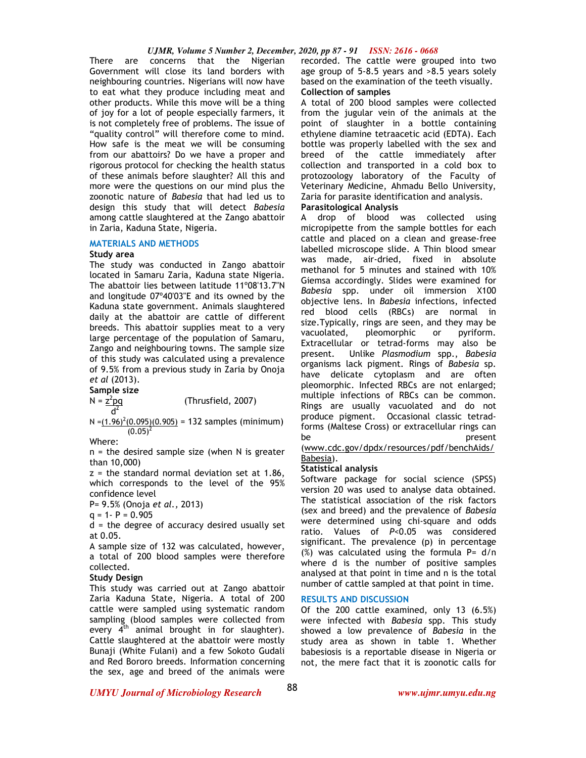There are concerns that the Nigerian Government will close its land borders with neighbouring countries. Nigerians will now have to eat what they produce including meat and other products. While this move will be a thing of joy for a lot of people especially farmers, it is not completely free of problems. The issue of "quality control" will therefore come to mind. How safe is the meat we will be consuming from our abattoirs? Do we have a proper and rigorous protocol for checking the health status of these animals before slaughter? All this and more were the questions on our mind plus the zoonotic nature of *Babesia* that had led us to design this study that will detect *Babesia* among cattle slaughtered at the Zango abattoir in Zaria, Kaduna State, Nigeria.

## MATERIALS AND METHODS

### Study area

The study was conducted in Zango abattoir located in Samaru Zaria, Kaduna state Nigeria. The abattoir lies between latitude 11°08'13.7"N and longitude 07°40'03"E and its owned by the Kaduna state government. Animals slaughtered daily at the abattoir are cattle of different breeds. This abattoir supplies meat to a very large percentage of the population of Samaru, Zango and neighbouring towns. The sample size of this study was calculated using a prevalence of 9.5% from a previous study in Zaria by Onoja *et al* (2013).

### Sample size

$$N = \frac{z^2 pq}{d^2} \quad \text{(Thrusfield, 2007)}$$

$$N = \frac{(1.96)^2(0.095)(0.905)}{(0.05)^2} = 132 \text{ samples (minimum)}$$

Where:

n = the desired sample size (when N is greater than 10,000)

z = the standard normal deviation set at 1.86, which corresponds to the level of the 95% confidence level

P= 9.5% (Onoja *et al.*, 2013)

q = 1- P = 0.905

d = the degree of accuracy desired usually set at 0.05.

A sample size of 132 was calculated, however, a total of 200 blood samples were therefore collected.

### Study Design

This study was carried out at Zango abattoir Zaria Kaduna State, Nigeria. A total of 200 cattle were sampled using systematic random sampling (blood samples were collected from every 4th animal brought in for slaughter). Cattle slaughtered at the abattoir were mostly Bunaji (White Fulani) and a few Sokoto Gudali and Red Bororo breeds. Information concerning the sex, age and breed of the animals were recorded. The cattle were grouped into two age group of 5-8.5 years and >8.5 years solely based on the examination of the teeth visually.

### Collection of samples

A total of 200 blood samples were collected from the jugular vein of the animals at the point of slaughter in a bottle containing ethylene diamine tetraacetic acid (EDTA). Each bottle was properly labelled with the sex and breed of the cattle immediately after collection and transported in a cold box to protozoology laboratory of the Faculty of Veterinary Medicine, Ahmadu Bello University, Zaria for parasite identification and analysis.

### Parasitological Analysis

A drop of blood was collected using micropipette from the sample bottles for each cattle and placed on a clean and grease-free labelled microscope slide. A Thin blood smear was made, air-dried, fixed in absolute methanol for 5 minutes and stained with 10% Giemsa accordingly. Slides were examined for *Babesia* spp. under oil immersion X100 objective lens. In *Babesia* infections, infected red blood cells (RBCs) are normal in size.Typically, rings are seen, and they may be vacuolated, pleomorphic or pyriform. Extracellular or tetrad-forms may also be present. Unlike *Plasmodium* spp., *Babesia* organisms lack pigment. Rings of *Babesia* sp. have delicate cytoplasm and are often pleomorphic. Infected RBCs are not enlarged; multiple infections of RBCs can be common. Rings are usually vacuolated and do not produce pigment. Occasional classic tetrad-forms (Maltese Cross) or extracellular rings can be present (www.cdc.gov/dpdx/resources/pdf/benchAids/Babesia).

### Statistical analysis

Software package for social science (SPSS) version 20 was used to analyse data obtained. The statistical association of the risk factors (sex and breed) and the prevalence of *Babesia* were determined using chi-square and odds ratio. Values of $P<0.05$ was considered significant. The prevalence (p) in percentage (%) was calculated using the formula P= d/n where d is the number of positive samples analysed at that point in time and n is the total number of cattle sampled at that point in time.

## RESULTS AND DISCUSSION

Of the 200 cattle examined, only 13 (6.5%) were infected with *Babesia* spp. This study showed a low prevalence of *Babesia* in the study area as shown in table 1. Whether babesiosis is a reportable disease in Nigeria or not, the mere fact that it is zoonotic calls for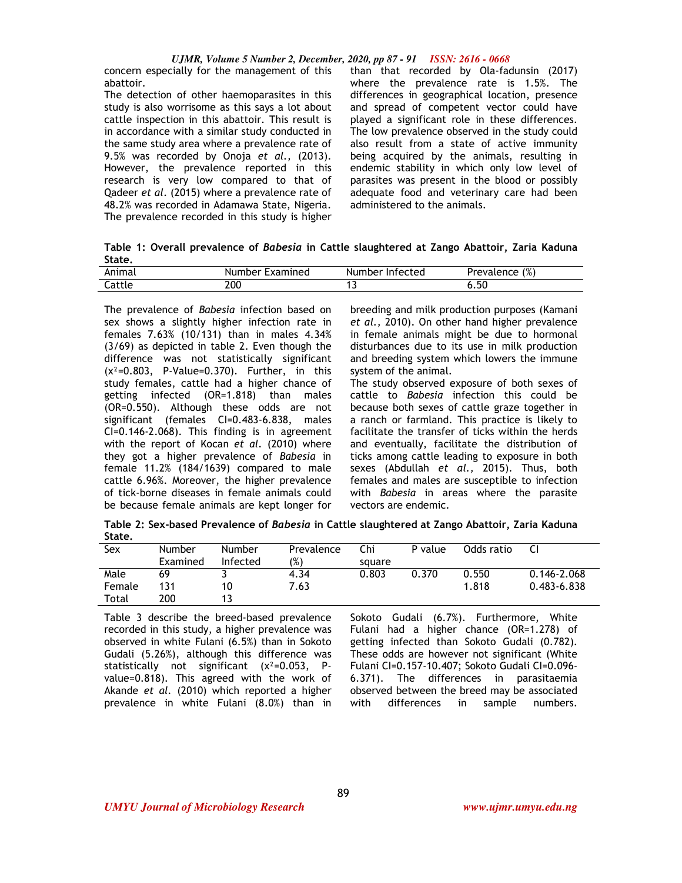concern especially for the management of this abattoir.

The detection of other haemoparasites in this study is also worrisome as this says a lot about cattle inspection in this abattoir. This result is in accordance with a similar study conducted in the same study area where a prevalence rate of 9.5% was recorded by Onoja *et al.,* (2013). However, the prevalence reported in this research is very low compared to that of Qadeer *et al*. (2015) where a prevalence rate of 48.2% was recorded in Adamawa State, Nigeria. The prevalence recorded in this study is higher than that recorded by Ola-fadunsin (2017) where the prevalence rate is 1.5%. The differences in geographical location, presence and spread of competent vector could have played a significant role in these differences. The low prevalence observed in the study could also result from a state of active immunity being acquired by the animals, resulting in endemic stability in which only low level of parasites was present in the blood or possibly adequate food and veterinary care had been administered to the animals.

**Table 1: Overall prevalence of *Babesia* in Cattle slaughtered at Zango Abattoir, Zaria Kaduna State.**

| Animal | Number Examined | Number Infected | Prevalence (%) |
|---|---|---|---|
| Cattle | 200 | 13 | 6.50 |

The prevalence of *Babesia* infection based on sex shows a slightly higher infection rate in females 7.63% (10/131) than in males 4.34% (3/69) as depicted in table 2. Even though the difference was not statistically significant ($x^2$=0.803, P-Value=0.370). Further, in this study females, cattle had a higher chance of getting infected (OR=1.818) than males (OR=0.550). Although these odds are not significant (females CI=0.483-6.838, males CI=0.146-2.068). This finding is in agreement with the report of Kocan *et al*. (2010) where they got a higher prevalence of *Babesia* in female 11.2% (184/1639) compared to male cattle 6.96%. Moreover, the higher prevalence of tick-borne diseases in female animals could be because female animals are kept longer for breeding and milk production purposes (Kamani *et al.,* 2010). On other hand higher prevalence in female animals might be due to hormonal disturbances due to its use in milk production and breeding system which lowers the immune system of the animal.

The study observed exposure of both sexes of cattle to *Babesia* infection this could be because both sexes of cattle graze together in a ranch or farmland. This practice is likely to facilitate the transfer of ticks within the herds and eventually, facilitate the distribution of ticks among cattle leading to exposure in both sexes (Abdullah *et al.,* 2015). Thus, both females and males are susceptible to infection with *Babesia* in areas where the parasite vectors are endemic.

**Table 2: Sex-based Prevalence of *Babesia* in Cattle slaughtered at Zango Abattoir, Zaria Kaduna State.**

| Sex | Number Examined | Number Infected | Prevalence (%) | Chi square | P value | Odds ratio | CI |
|---|---|---|---|---|---|---|---|
| Male | 69 | 3 | 4.34 | 0.803 | 0.370 | 0.550 | 0.146-2.068 |
| Female | 131 | 10 | 7.63 | | | 1.818 | 0.483-6.838 |
| Total | 200 | 13 | | | | | |

Table 3 describe the breed-based prevalence recorded in this study, a higher prevalence was observed in white Fulani (6.5%) than in Sokoto Gudali (5.26%), although this difference was statistically not significant ($x^2$=0.053, P-value=0.818). This agreed with the work of Akande *et al*. (2010) which reported a higher prevalence in white Fulani (8.0%) than in Sokoto Gudali (6.7%). Furthermore, White Fulani had a higher chance (OR=1.278) of getting infected than Sokoto Gudali (0.782). These odds are however not significant (White Fulani CI=0.157-10.407; Sokoto Gudali CI=0.096-6.371). The differences in parasitaemia observed between the breed may be associated with differences in sample numbers.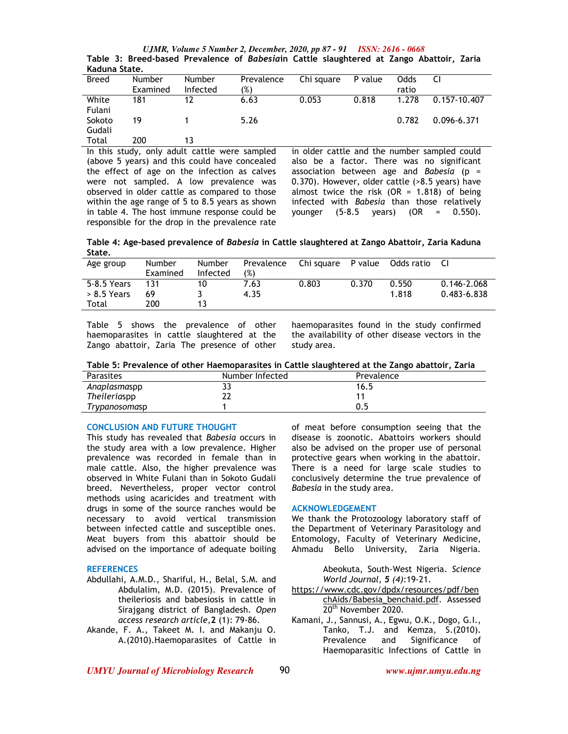**Table 3: Breed-based Prevalence of *Babesia*in Cattle slaughtered at Zango Abattoir, Zaria Kaduna State.**

| Breed | Number Examined | Number Infected | Prevalence (%) | Chi square | P value | Odds ratio | CI |
|---|---|---|---|---|---|---|---|
| White Fulani | 181 | 12 | 6.63 | 0.053 | 0.818 | 1.278 | 0.157-10.407 |
| Sokoto Gudali | 19 | 1 | 5.26 | | | 0.782 | 0.096-6.371 |
| Total | 200 | 13 | | | | | |

In this study, only adult cattle were sampled (above 5 years) and this could have concealed the effect of age on the infection as calves were not sampled. A low prevalence was observed in older cattle as compared to those within the age range of 5 to 8.5 years as shown in table 4. The host immune response could be responsible for the drop in the prevalence rate in older cattle and the number sampled could also be a factor. There was no significant association between age and *Babesia* ($p = 0.370$). However, older cattle (>8.5 years) have almost twice the risk (OR = 1.818) of being infected with *Babesia* than those relatively younger (5-8.5 years) (OR = 0.550).

**Table 4: Age-based prevalence of *Babesia* in Cattle slaughtered at Zango Abattoir, Zaria Kaduna State.**

| Age group | Number Examined | Number Infected | Prevalence (%) | Chi square | P value | Odds ratio | CI |
|---|---|---|---|---|---|---|---|
| 5-8.5 Years | 131 | 10 | 7.63 | 0.803 | 0.370 | 0.550 | 0.146-2.068 |
| > 8.5 Years | 69 | 3 | 4.35 | | | 1.818 | 0.483-6.838 |
| Total | 200 | 13 | | | | | |

Table 5 shows the prevalence of other haemoparasites in cattle slaughtered at the Zango abattoir, Zaria The presence of other haemoparasites found in the study confirmed the availability of other disease vectors in the study area.

**Table 5: Prevalence of other Haemoparasites in Cattle slaughtered at the Zango abattoir, Zaria**

| Parasites | Number Infected | Prevalence |
|---|---|---|
| *Anaplasma*spp | 33 | 16.5 |
| *Theileria*spp | 22 | 11 |
| *Trypanosoma*sp | 1 | 0.5 |

## CONCLUSION AND FUTURE THOUGHT

This study has revealed that *Babesia* occurs in the study area with a low prevalence. Higher prevalence was recorded in female than in male cattle. Also, the higher prevalence was observed in White Fulani than in Sokoto Gudali breed. Nevertheless, proper vector control methods using acaricides and treatment with drugs in some of the source ranches would be necessary to avoid vertical transmission between infected cattle and susceptible ones. Meat buyers from this abattoir should be advised on the importance of adequate boiling of meat before consumption seeing that the disease is zoonotic. Abattoirs workers should also be advised on the proper use of personal protective gears when working in the abattoir. There is a need for large scale studies to conclusively determine the true prevalence of *Babesia* in the study area.

## ACKNOWLEDGEMENT

We thank the Protozoology laboratory staff of the Department of Veterinary Parasitology and Entomology, Faculty of Veterinary Medicine, Ahmadu Bello University, Zaria Nigeria.

## REFERENCES

Abdullahi, A.M.D., Shariful, H., Belal, S.M. and Abdulalim, M.D. (2015). Prevalence of theileriosis and babesiosis in cattle in Sirajgang district of Bangladesh. *Open access research article*,**2** (1): 79-86.

Akande, F. A., Takeet M. I. and Makanju O. A.(2010).Haemoparasites of Cattle in Abeokuta, South-West Nigeria. *Science World Journal*, ***5*** *(4)*:19-21.

https://www.cdc.gov/dpdx/resources/pdf/benchAids/Babesia_benchaid.pdf. Assessed 20th November 2020.

Kamani, J., Sannusi, A., Egwu, O.K., Dogo, G.I., Tanko, T.J. and Kemza, S.(2010). Prevalence and Significance of Haemoparasitic Infections of Cattle in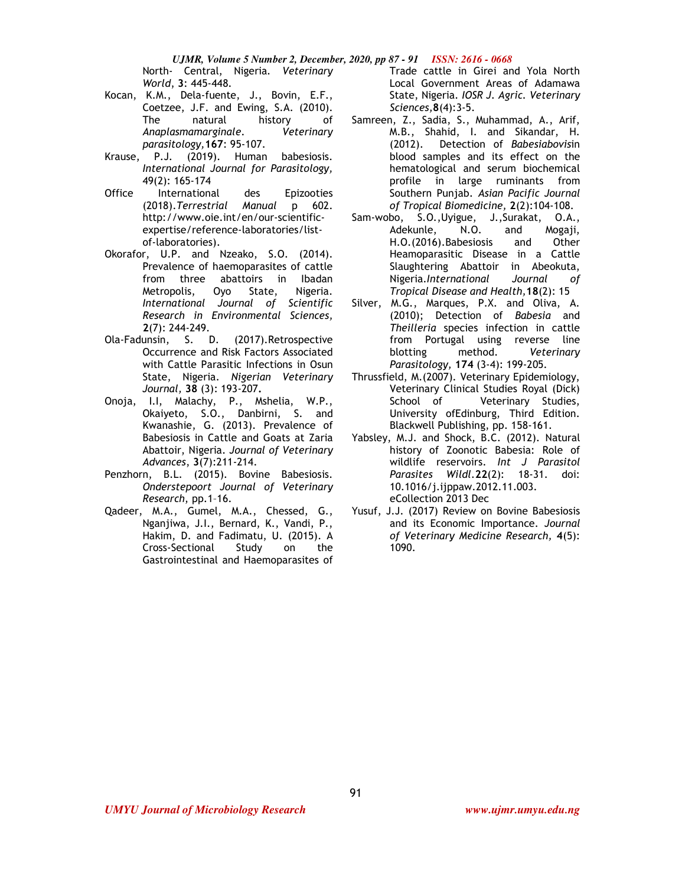North- Central, Nigeria. *Veterinary World*, **3**: 445-448.

Kocan, K.M., Dela-fuente, J., Bovin, E.F., Coetzee, J.F. and Ewing, S.A. (2010). The natural history of *Anaplasmamarginale*. *Veterinary parasitology*,**167**: 95-107.

Krause, P.J. (2019). Human babesiosis. *International Journal for Parasitology*, 49(2): 165-174

Office International des Epizooties (2018).*Terrestrial Manual* p 602. http://www.oie.int/en/our-scientific-expertise/reference-laboratories/list-of-laboratories).

Okorafor, U.P. and Nzeako, S.O. (2014). Prevalence of haemoparasites of cattle from three abattoirs in Ibadan Metropolis, Oyo State, Nigeria. *International Journal of Scientific Research in Environmental Sciences*, **2**(7): 244-249.

Ola-Fadunsin, S. D. (2017).Retrospective Occurrence and Risk Factors Associated with Cattle Parasitic Infections in Osun State, Nigeria. *Nigerian Veterinary Journal*, **38** (3): 193-207**.**

Onoja, I.I, Malachy, P., Mshelia, W.P., Okaiyeto, S.O., Danbirni, S. and Kwanashie, G. (2013). Prevalence of Babesiosis in Cattle and Goats at Zaria Abattoir, Nigeria. *Journal of Veterinary Advances*, **3**(7):211-214.

Penzhorn, B.L. (2015). Bovine Babesiosis. *Onderstepoort Journal of Veterinary Research*, pp.1–16.

Qadeer, M.A., Gumel, M.A., Chessed, G., Nganjiwa, J.I., Bernard, K., Vandi, P., Hakim, D. and Fadimatu, U. (2015). A Cross-Sectional Study on the Gastrointestinal and Haemoparasites of Trade cattle in Girei and Yola North Local Government Areas of Adamawa State, Nigeria. *IOSR J. Agric. Veterinary Sciences*,**8**(4):3-5.

Samreen, Z., Sadia, S., Muhammad, A., Arif, M.B., Shahid, I. and Sikandar, H. (2012). Detection of *Babesiabovis*in blood samples and its effect on the hematological and serum biochemical profile in large ruminants from Southern Punjab. *Asian Pacific Journal of Tropical Biomedicine*, **2**(2):104-108.

Sam-wobo, S.O.,Uyigue, J.,Surakat, O.A., Adekunle, N.O. and Mogaji, H.O.(2016).Babesiosis and Other Heamoparasitic Disease in a Cattle Slaughtering Abattoir in Abeokuta, Nigeria.*International Journal of Tropical Disease and Health,***18**(2): 15

Silver, M.G., Marques, P.X. and Oliva, A. (2010); Detection of *Babesia* and *Theilleria* species infection in cattle from Portugal using reverse line blotting method. *Veterinary Parasitology*, **174** (3-4): 199-205.

Thrussfield, M.(2007). Veterinary Epidemiology, Veterinary Clinical Studies Royal (Dick) School of Veterinary Studies, University ofEdinburg, Third Edition. Blackwell Publishing, pp. 158-161.

Yabsley, M.J. and Shock, B.C. (2012). Natural history of Zoonotic Babesia: Role of wildlife reservoirs. *Int J Parasitol Parasites Wildl*.**22**(2): 18-31. doi: 10.1016/j.ijppaw.2012.11.003. eCollection 2013 Dec

Yusuf, J.J. (2017) Review on Bovine Babesiosis and its Economic Importance. *Journal of Veterinary Medicine Research,* **4**(5): 1090.